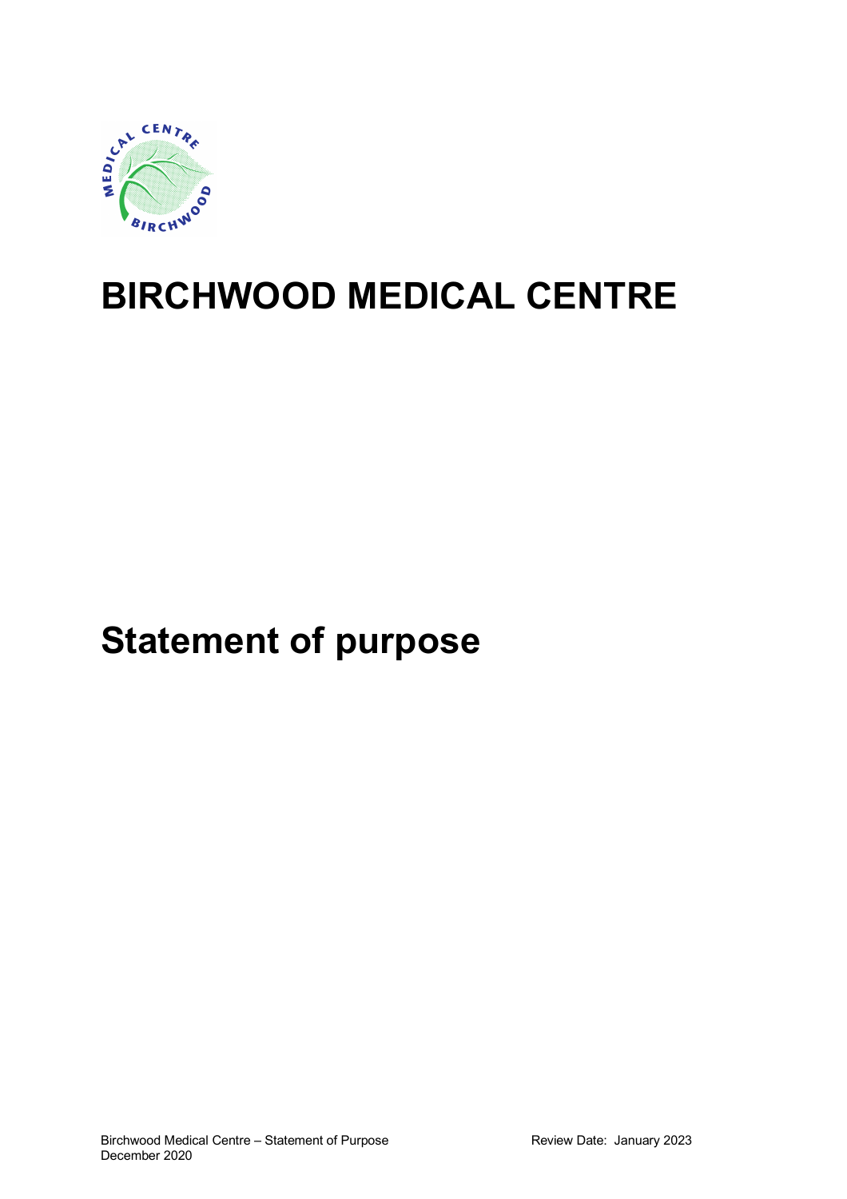# BIRCHWOOD MEDICAL CENTRE

# Statement of purpose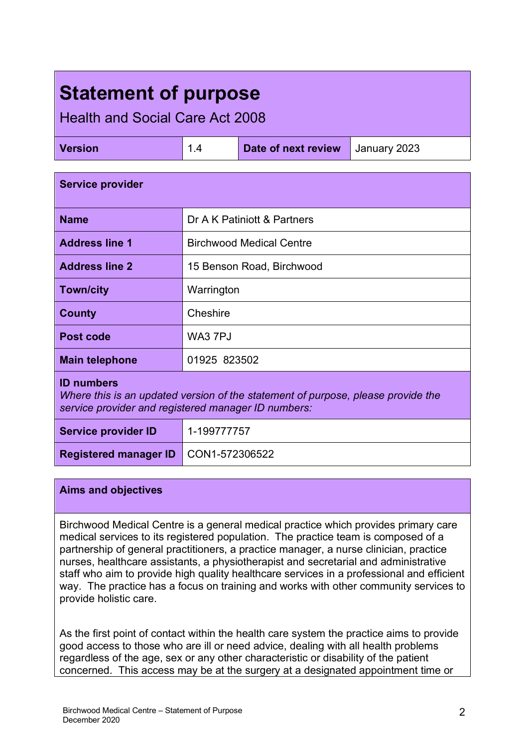# Statement of purpose

Health and Social Care Act 2008

| | | | |
|---|---|---|---|
| **Version** | 1.4 | **Date of next review** | January 2023 |

| | |
|---|---|
| **Service provider** | |
| **Name** | Dr A K Patiniott & Partners |
| **Address line 1** | Birchwood Medical Centre |
| **Address line 2** | 15 Benson Road, Birchwood |
| **Town/city** | Warrington |
| **County** | Cheshire |
| **Post code** | WA3 7PJ |
| **Main telephone** | 01925 823502 |
| **ID numbers** *Where this is an updated version of the statement of purpose, please provide the service provider and registered manager ID numbers:* | |
| **Service provider ID** | 1-199777757 |
| **Registered manager ID** | CON1-572306522 |

**Aims and objectives**

Birchwood Medical Centre is a general medical practice which provides primary care medical services to its registered population. The practice team is composed of a partnership of general practitioners, a practice manager, a nurse clinician, practice nurses, healthcare assistants, a physiotherapist and secretarial and administrative staff who aim to provide high quality healthcare services in a professional and efficient way. The practice has a focus on training and works with other community services to provide holistic care.

As the first point of contact within the health care system the practice aims to provide good access to those who are ill or need advice, dealing with all health problems regardless of the age, sex or any other characteristic or disability of the patient concerned. This access may be at the surgery at a designated appointment time or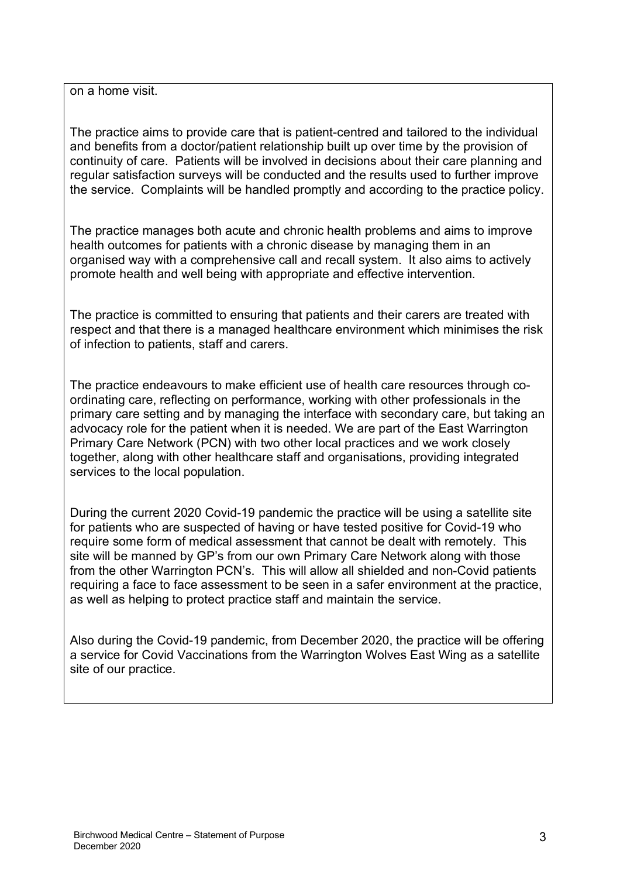on a home visit.

The practice aims to provide care that is patient-centred and tailored to the individual and benefits from a doctor/patient relationship built up over time by the provision of continuity of care. Patients will be involved in decisions about their care planning and regular satisfaction surveys will be conducted and the results used to further improve the service. Complaints will be handled promptly and according to the practice policy.

The practice manages both acute and chronic health problems and aims to improve health outcomes for patients with a chronic disease by managing them in an organised way with a comprehensive call and recall system. It also aims to actively promote health and well being with appropriate and effective intervention.

The practice is committed to ensuring that patients and their carers are treated with respect and that there is a managed healthcare environment which minimises the risk of infection to patients, staff and carers.

The practice endeavours to make efficient use of health care resources through co-ordinating care, reflecting on performance, working with other professionals in the primary care setting and by managing the interface with secondary care, but taking an advocacy role for the patient when it is needed. We are part of the East Warrington Primary Care Network (PCN) with two other local practices and we work closely together, along with other healthcare staff and organisations, providing integrated services to the local population.

During the current 2020 Covid-19 pandemic the practice will be using a satellite site for patients who are suspected of having or have tested positive for Covid-19 who require some form of medical assessment that cannot be dealt with remotely. This site will be manned by GP's from our own Primary Care Network along with those from the other Warrington PCN's. This will allow all shielded and non-Covid patients requiring a face to face assessment to be seen in a safer environment at the practice, as well as helping to protect practice staff and maintain the service.

Also during the Covid-19 pandemic, from December 2020, the practice will be offering a service for Covid Vaccinations from the Warrington Wolves East Wing as a satellite site of our practice.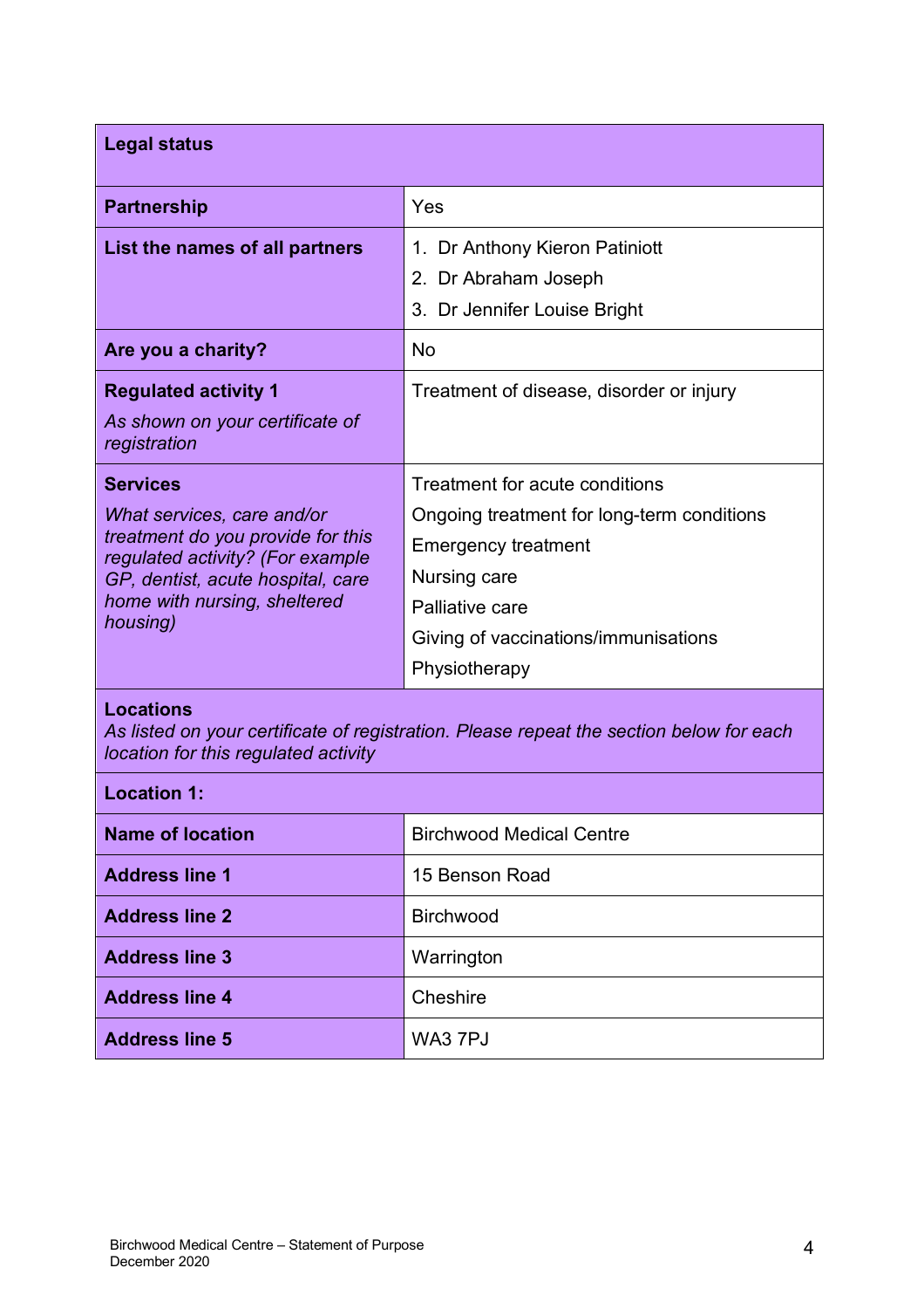| **Legal status** | |
|---|---|
| **Partnership** | Yes |
| **List the names of all partners** | 1. Dr Anthony Kieron Patiniott<br>2. Dr Abraham Joseph<br>3. Dr Jennifer Louise Bright |
| **Are you a charity?** | No |
| **Regulated activity 1**<br>*As shown on your certificate of registration* | Treatment of disease, disorder or injury |
| **Services**<br>*What services, care and/or treatment do you provide for this regulated activity? (For example GP, dentist, acute hospital, care home with nursing, sheltered housing)* | Treatment for acute conditions<br>Ongoing treatment for long-term conditions<br>Emergency treatment<br>Nursing care<br>Palliative care<br>Giving of vaccinations/immunisations<br>Physiotherapy |
| **Locations**<br>*As listed on your certificate of registration. Please repeat the section below for each location for this regulated activity* | |
| **Location 1:** | |
| **Name of location** | Birchwood Medical Centre |
| **Address line 1** | 15 Benson Road |
| **Address line 2** | Birchwood |
| **Address line 3** | Warrington |
| **Address line 4** | Cheshire |
| **Address line 5** | WA3 7PJ |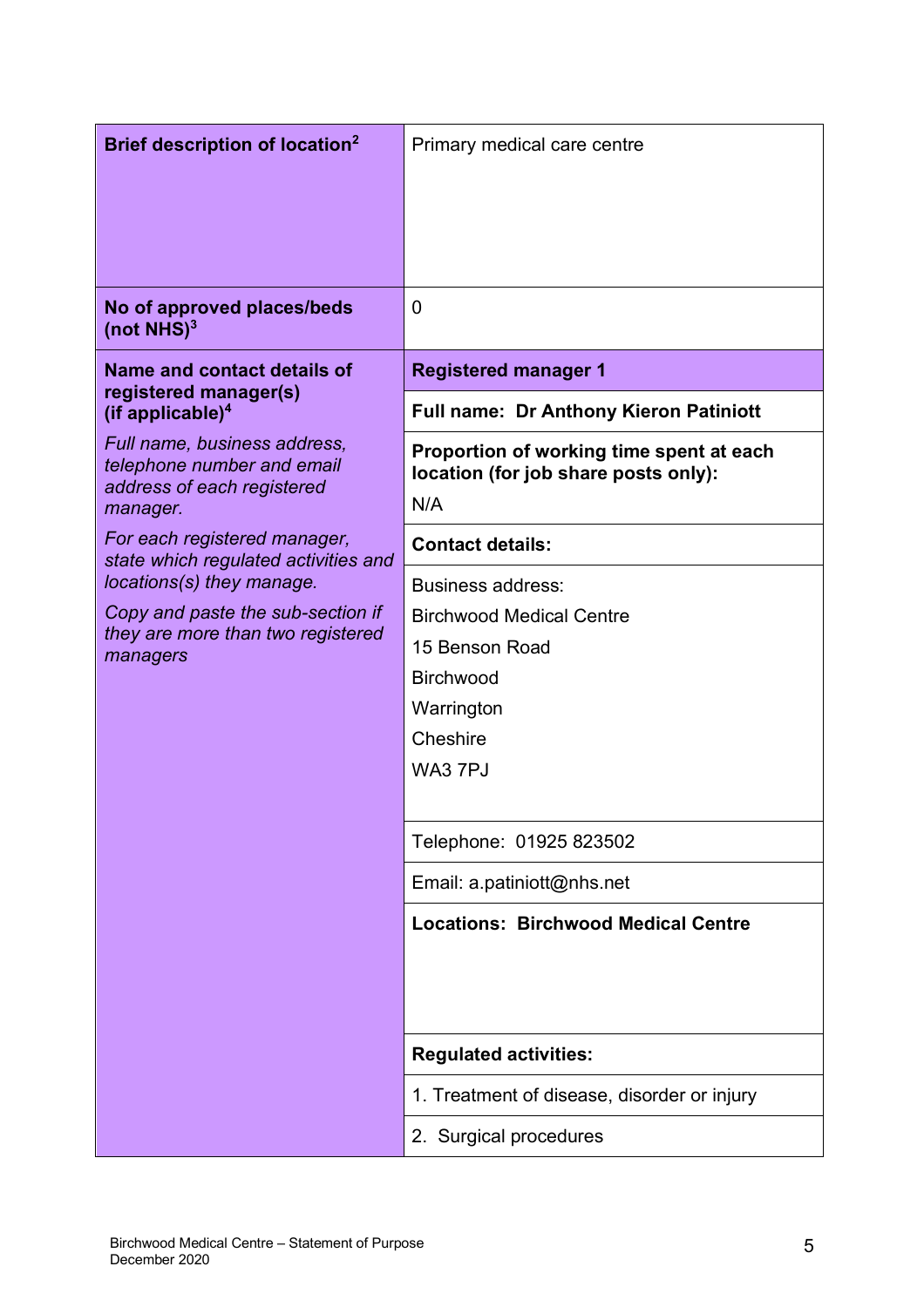| | |
|---|---|
| **Brief description of location**[2] | Primary medical care centre |
| **No of approved places/beds (not NHS)**[3] | 0 |
| **Name and contact details of registered manager(s) (if applicable)**[4]<br>*Full name, business address, telephone number and email address of each registered manager.*<br>*For each registered manager, state which regulated activities and locations(s) they manage.*<br>*Copy and paste the sub-section if they are more than two registered managers* | **Registered manager 1** |
| | **Full name: Dr Anthony Kieron Patiniott** |
| | **Proportion of working time spent at each location (for job share posts only):**<br>N/A |
| | **Contact details:** |
| | Business address:<br>Birchwood Medical Centre<br>15 Benson Road<br>Birchwood<br>Warrington<br>Cheshire<br>WA3 7PJ |
| | Telephone: 01925 823502 |
| | Email: a.patiniott@nhs.net |
| | **Locations: Birchwood Medical Centre** |
| | **Regulated activities:** |
| | 1. Treatment of disease, disorder or injury |
| | 2. Surgical procedures |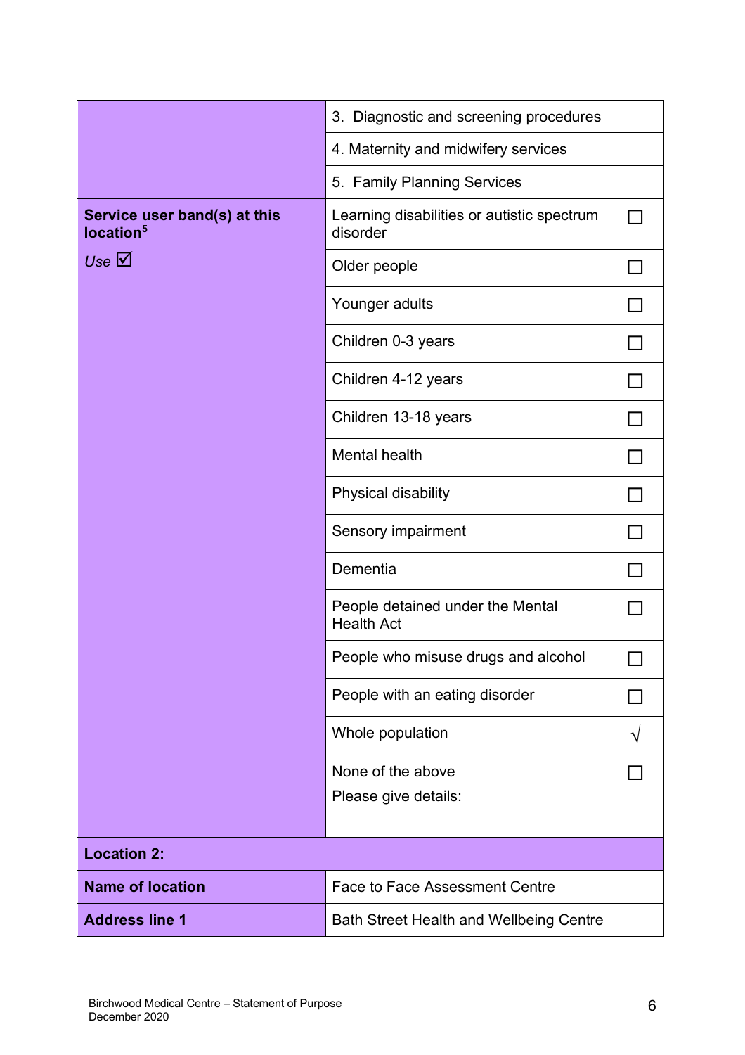| | | |
|---|---|---|
| | 3. Diagnostic and screening procedures | |
| | 4. Maternity and midwifery services | |
| | 5. Family Planning Services | |
| **Service user band(s) at this location**[5] *Use* ☑ | Learning disabilities or autistic spectrum disorder | ☐ |
| | Older people | ☐ |
| | Younger adults | ☐ |
| | Children 0-3 years | ☐ |
| | Children 4-12 years | ☐ |
| | Children 13-18 years | ☐ |
| | Mental health | ☐ |
| | Physical disability | ☐ |
| | Sensory impairment | ☐ |
| | Dementia | ☐ |
| | People detained under the Mental Health Act | ☐ |
| | People who misuse drugs and alcohol | ☐ |
| | People with an eating disorder | ☐ |
| | Whole population | √ |
| | None of the above<br>Please give details: | ☐ |
| **Location 2:** | | |
| **Name of location** | Face to Face Assessment Centre | |
| **Address line 1** | Bath Street Health and Wellbeing Centre | |

Birchwood Medical Centre – Statement of Purpose
December 2020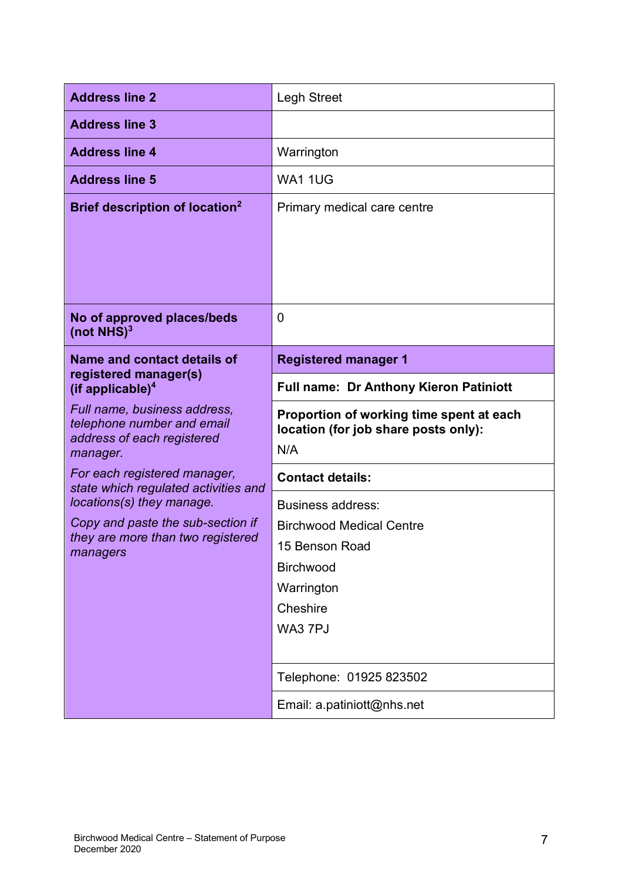| | |
|---|---|
| **Address line 2** | Legh Street |
| **Address line 3** | |
| **Address line 4** | Warrington |
| **Address line 5** | WA1 1UG |
| **Brief description of location**[2] | Primary medical care centre |
| **No of approved places/beds (not NHS)**[3] | 0 |
| **Name and contact details of registered manager(s) (if applicable)**[4] *Full name, business address, telephone number and email address of each registered manager.* *For each registered manager, state which regulated activities and locations(s) they manage.* *Copy and paste the sub-section if they are more than two registered managers* | **Registered manager 1** |
| | **Full name: Dr Anthony Kieron Patiniott** |
| | **Proportion of working time spent at each location (for job share posts only):** N/A |
| | **Contact details:** |
| | Business address: Birchwood Medical Centre 15 Benson Road Birchwood Warrington Cheshire WA3 7PJ |
| | Telephone: 01925 823502 |
| | Email: a.patiniott@nhs.net |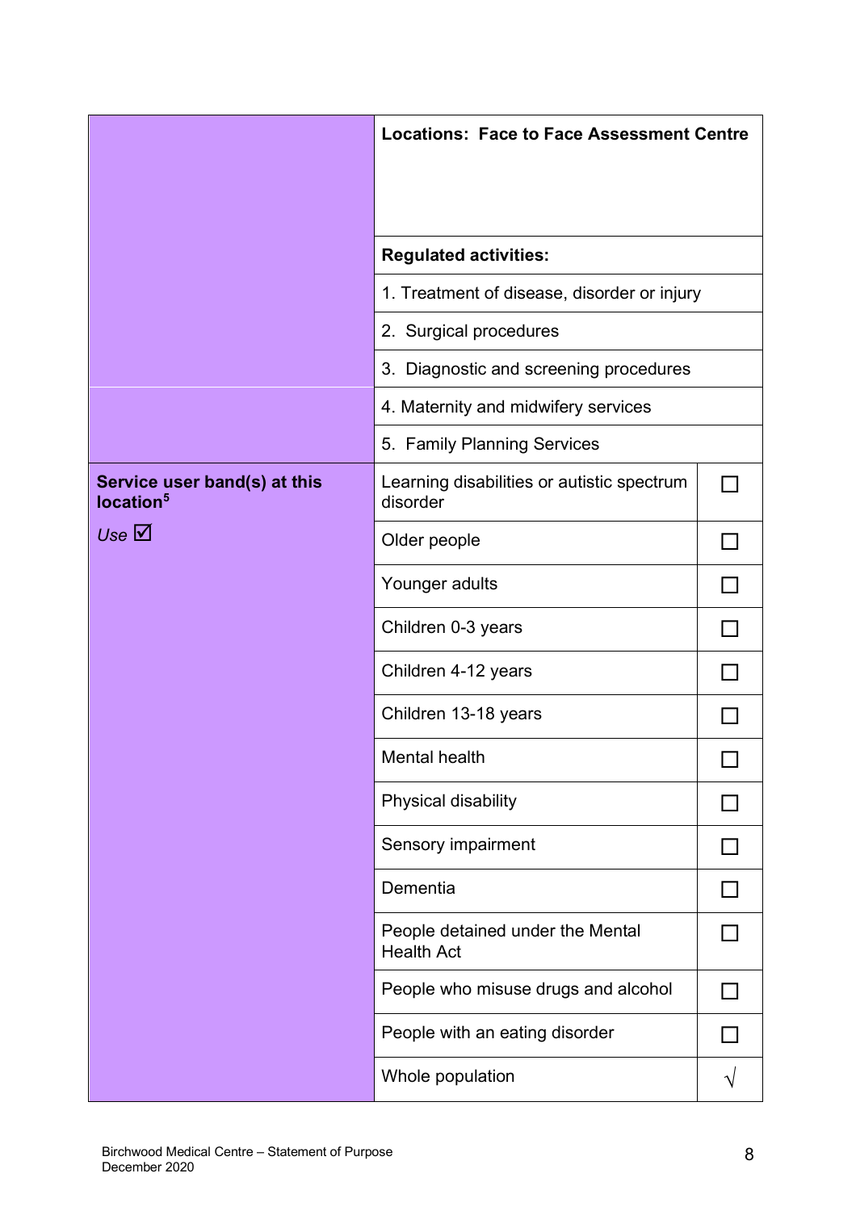| | | |
|---|---|---|
| | **Locations: Face to Face Assessment Centre** | |
| | **Regulated activities:** | |
| | 1. Treatment of disease, disorder or injury | |
| | 2. Surgical procedures | |
| | 3. Diagnostic and screening procedures | |
| | 4. Maternity and midwifery services | |
| | 5. Family Planning Services | |
| **Service user band(s) at this location**[5] *Use* ☑ | Learning disabilities or autistic spectrum disorder | ☐ |
| | Older people | ☐ |
| | Younger adults | ☐ |
| | Children 0-3 years | ☐ |
| | Children 4-12 years | ☐ |
| | Children 13-18 years | ☐ |
| | Mental health | ☐ |
| | Physical disability | ☐ |
| | Sensory impairment | ☐ |
| | Dementia | ☐ |
| | People detained under the Mental Health Act | ☐ |
| | People who misuse drugs and alcohol | ☐ |
| | People with an eating disorder | ☐ |
| | Whole population | √ |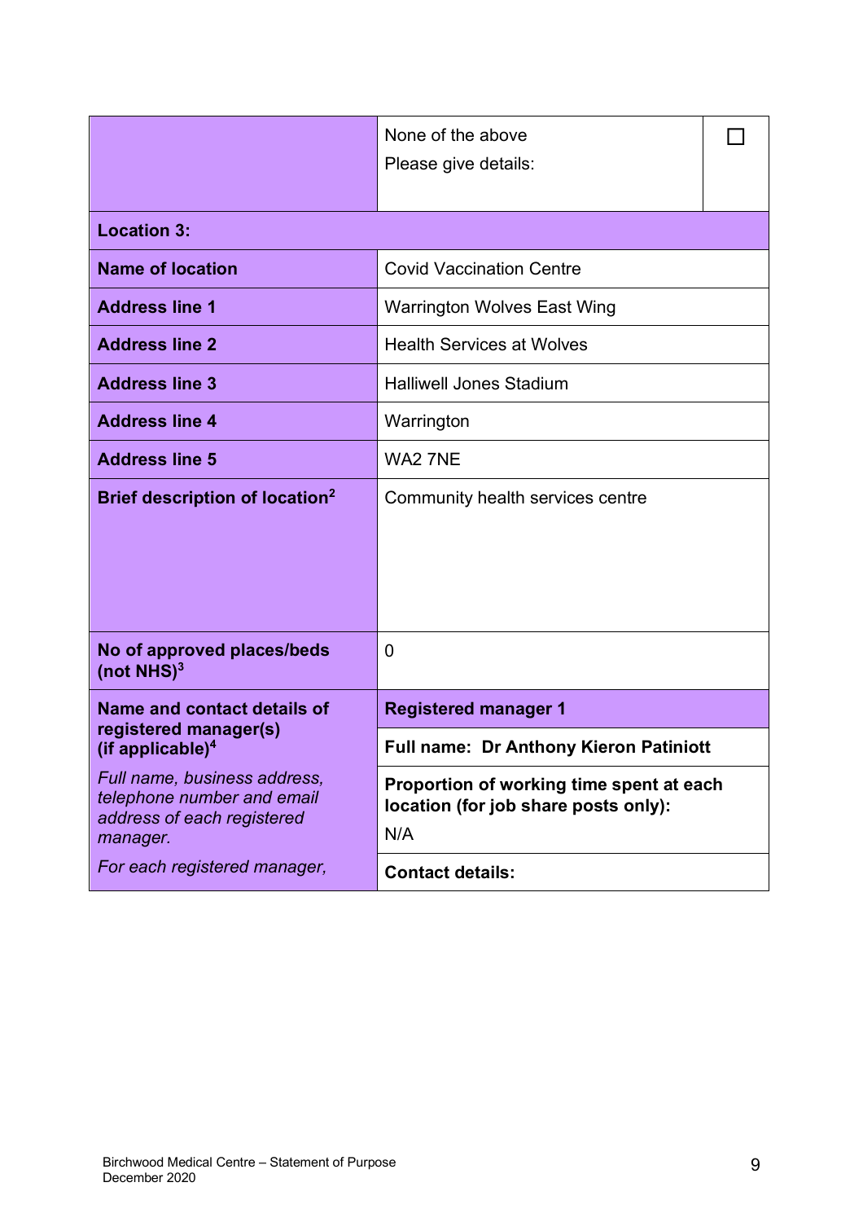| | | |
|---|---|---|
| | None of the above<br>Please give details: | ☐ |
| **Location 3:** | | |
| **Name of location** | Covid Vaccination Centre | |
| **Address line 1** | Warrington Wolves East Wing | |
| **Address line 2** | Health Services at Wolves | |
| **Address line 3** | Halliwell Jones Stadium | |
| **Address line 4** | Warrington | |
| **Address line 5** | WA2 7NE | |
| **Brief description of location**[2] | Community health services centre | |
| **No of approved places/beds (not NHS)**[3] | 0 | |
| **Name and contact details of registered manager(s) (if applicable)**[4]<br>*Full name, business address, telephone number and email address of each registered manager.*<br>*For each registered manager,* | **Registered manager 1** | |
| | **Full name: Dr Anthony Kieron Patiniott** | |
| | **Proportion of working time spent at each location (for job share posts only):**<br>N/A | |
| | **Contact details:** | |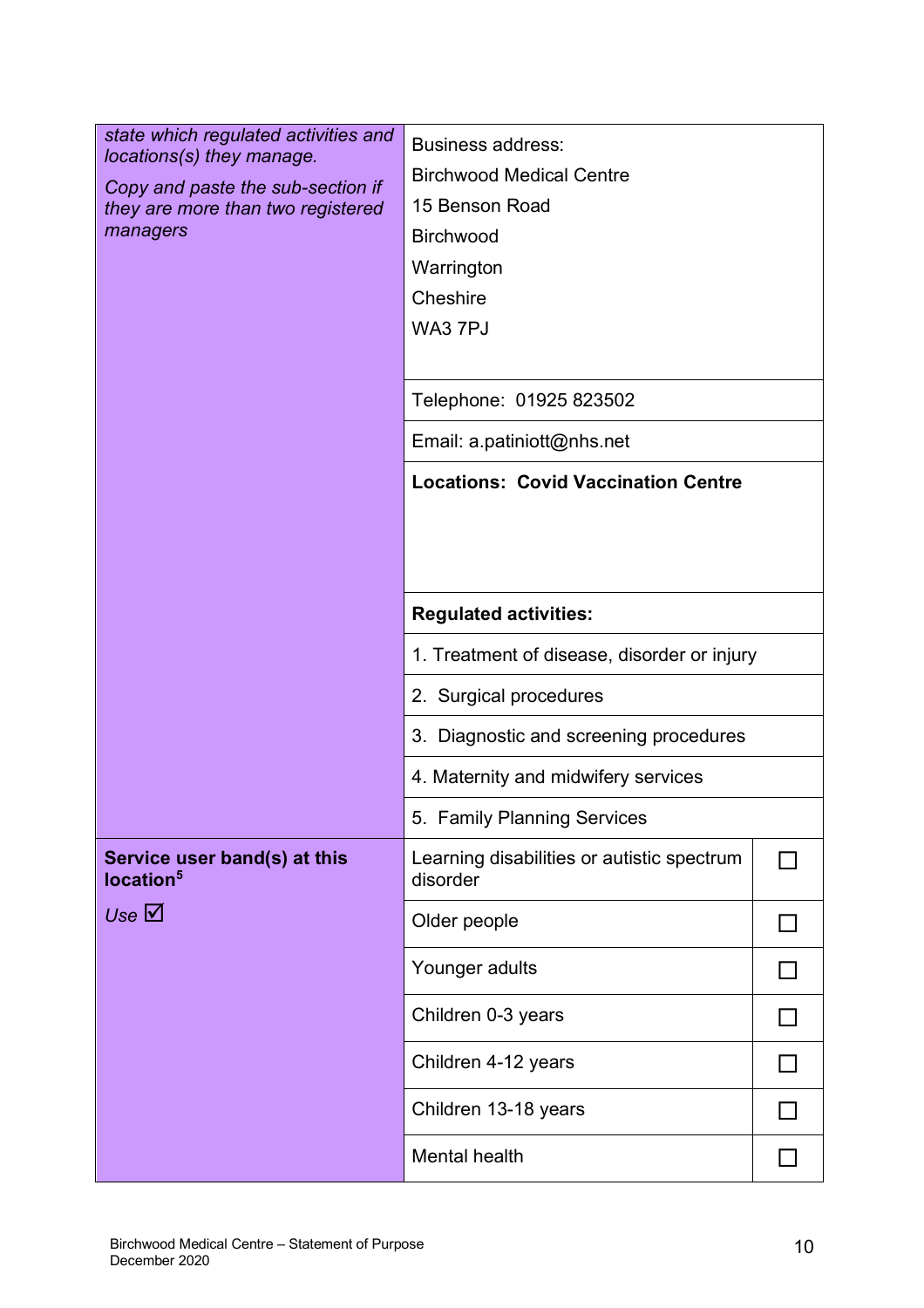| | | |
|---|---|---|
| *state which regulated activities and locations(s) they manage.*<br><br>*Copy and paste the sub-section if they are more than two registered managers* | Business address:<br>Birchwood Medical Centre<br>15 Benson Road<br>Birchwood<br>Warrington<br>Cheshire<br>WA3 7PJ | |
| | Telephone: 01925 823502 | |
| | Email: a.patiniott@nhs.net | |
| | **Locations: Covid Vaccination Centre** | |
| | **Regulated activities:** | |
| | 1. Treatment of disease, disorder or injury | |
| | 2. Surgical procedures | |
| | 3. Diagnostic and screening procedures | |
| | 4. Maternity and midwifery services | |
| | 5. Family Planning Services | |
| **Service user band(s) at this location**[5]<br><br>*Use* ☑ | Learning disabilities or autistic spectrum disorder | ☐ |
| | Older people | ☐ |
| | Younger adults | ☐ |
| | Children 0-3 years | ☐ |
| | Children 4-12 years | ☐ |
| | Children 13-18 years | ☐ |
| | Mental health | ☐ |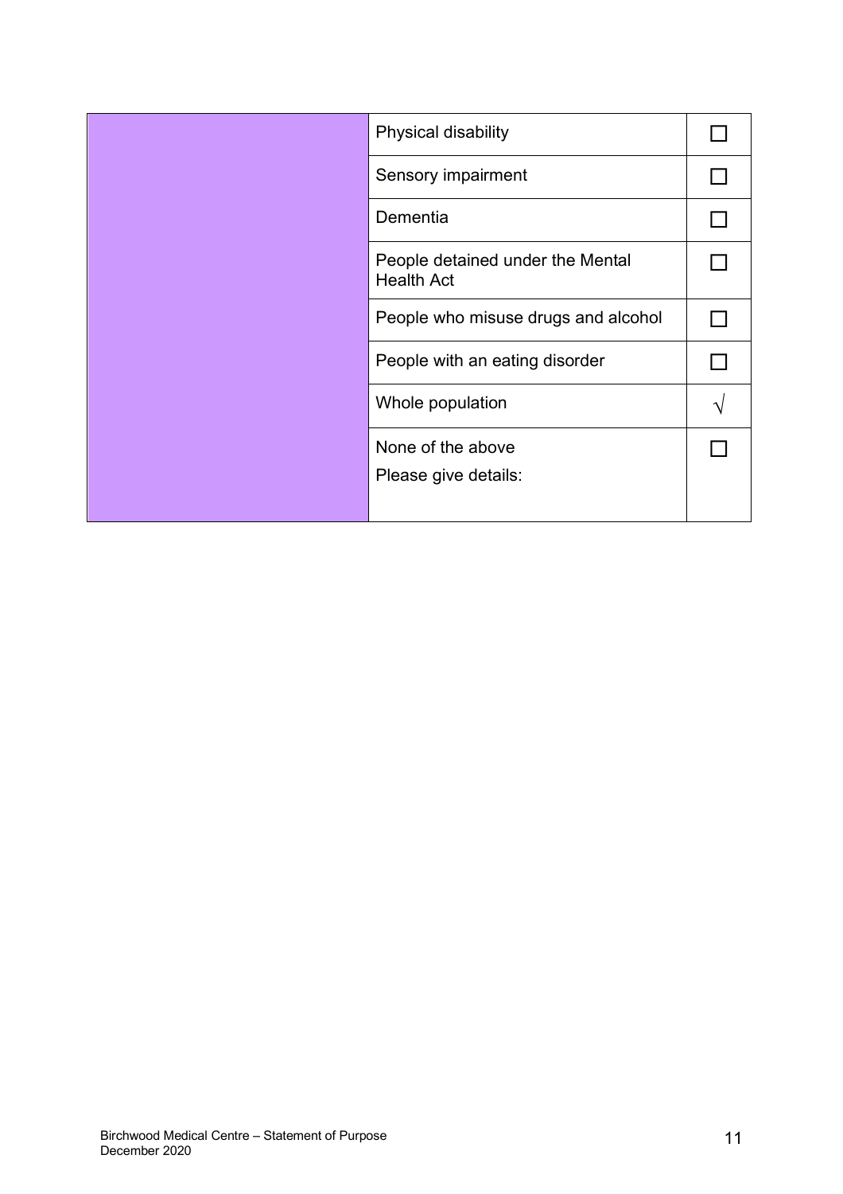| | | |
|---|---|---|
| | Physical disability | ☐ |
| | Sensory impairment | ☐ |
| | Dementia | ☐ |
| | People detained under the Mental Health Act | ☐ |
| | People who misuse drugs and alcohol | ☐ |
| | People with an eating disorder | ☐ |
| | Whole population | √ |
| | None of the above<br>Please give details: | ☐ |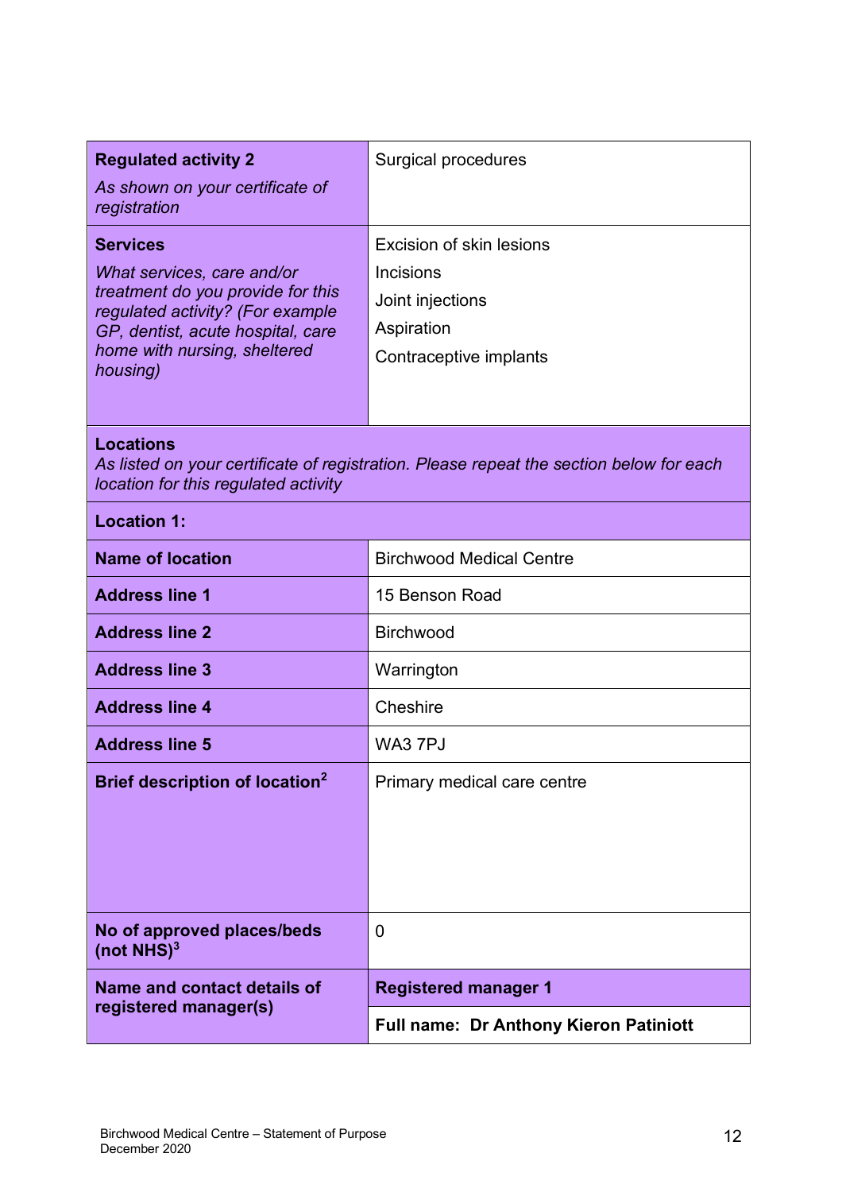| | |
|---|---|
| **Regulated activity 2**<br>*As shown on your certificate of registration* | Surgical procedures |
| **Services**<br>*What services, care and/or treatment do you provide for this regulated activity? (For example GP, dentist, acute hospital, care home with nursing, sheltered housing)* | Excision of skin lesions<br>Incisions<br>Joint injections<br>Aspiration<br>Contraceptive implants |
| **Locations**<br>*As listed on your certificate of registration. Please repeat the section below for each location for this regulated activity* | |
| **Location 1:** | |
| **Name of location** | Birchwood Medical Centre |
| **Address line 1** | 15 Benson Road |
| **Address line 2** | Birchwood |
| **Address line 3** | Warrington |
| **Address line 4** | Cheshire |
| **Address line 5** | WA3 7PJ |
| **Brief description of location[2]** | Primary medical care centre |
| **No of approved places/beds (not NHS)[3]** | 0 |
| **Name and contact details of registered manager(s)** | **Registered manager 1** |
| | **Full name: Dr Anthony Kieron Patiniott** |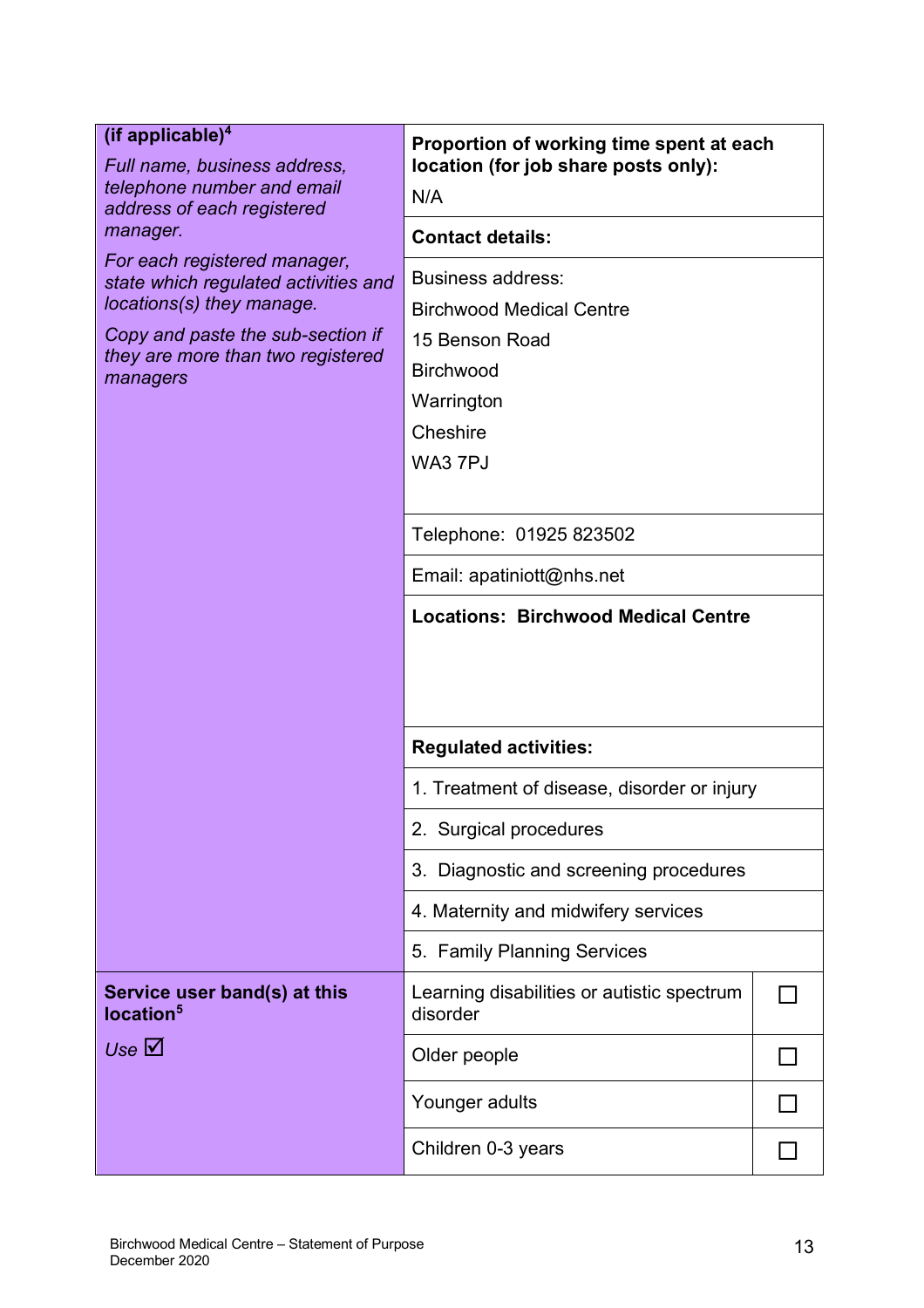| | | |
|---|---|---|
| **(if applicable)**[4] *Full name, business address, telephone number and email address of each registered manager.* *For each registered manager, state which regulated activities and locations(s) they manage.* *Copy and paste the sub-section if they are more than two registered managers* | **Proportion of working time spent at each location (for job share posts only):** N/A | |
| | **Contact details:** | |
| | Business address: Birchwood Medical Centre 15 Benson Road Birchwood Warrington Cheshire WA3 7PJ | |
| | Telephone: 01925 823502 | |
| | Email: apatiniott@nhs.net | |
| | **Locations: Birchwood Medical Centre** | |
| | **Regulated activities:** | |
| | 1. Treatment of disease, disorder or injury | |
| | 2. Surgical procedures | |
| | 3. Diagnostic and screening procedures | |
| | 4. Maternity and midwifery services | |
| | 5. Family Planning Services | |
| **Service user band(s) at this location**[5] *Use* ☑ | Learning disabilities or autistic spectrum disorder | ☐ |
| | Older people | ☐ |
| | Younger adults | ☐ |
| | Children 0-3 years | ☐ |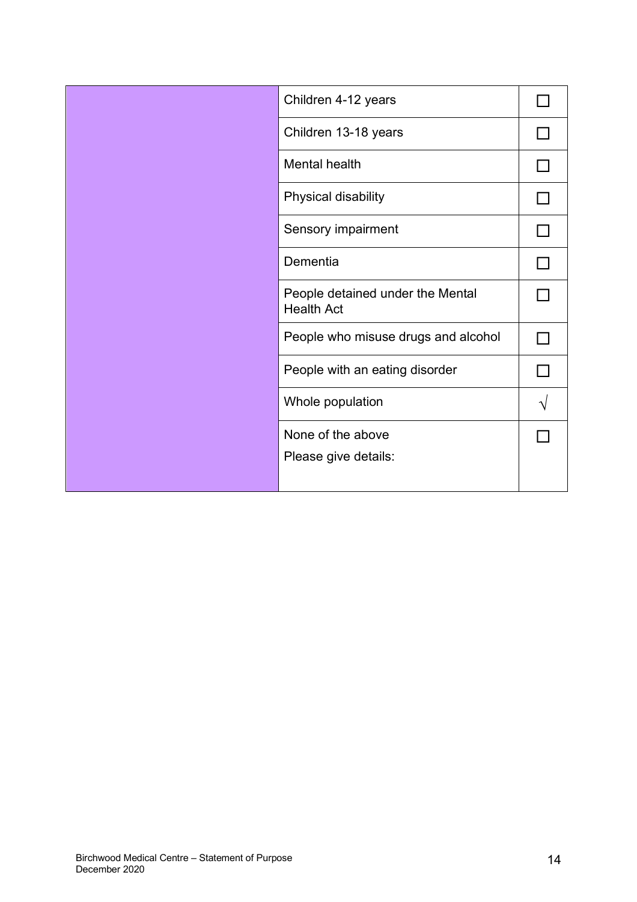| | | |
|---|---|---|
| | Children 4-12 years | ☐ |
| | Children 13-18 years | ☐ |
| | Mental health | ☐ |
| | Physical disability | ☐ |
| | Sensory impairment | ☐ |
| | Dementia | ☐ |
| | People detained under the Mental Health Act | ☐ |
| | People who misuse drugs and alcohol | ☐ |
| | People with an eating disorder | ☐ |
| | Whole population | √ |
| | None of the above<br>Please give details: | ☐ |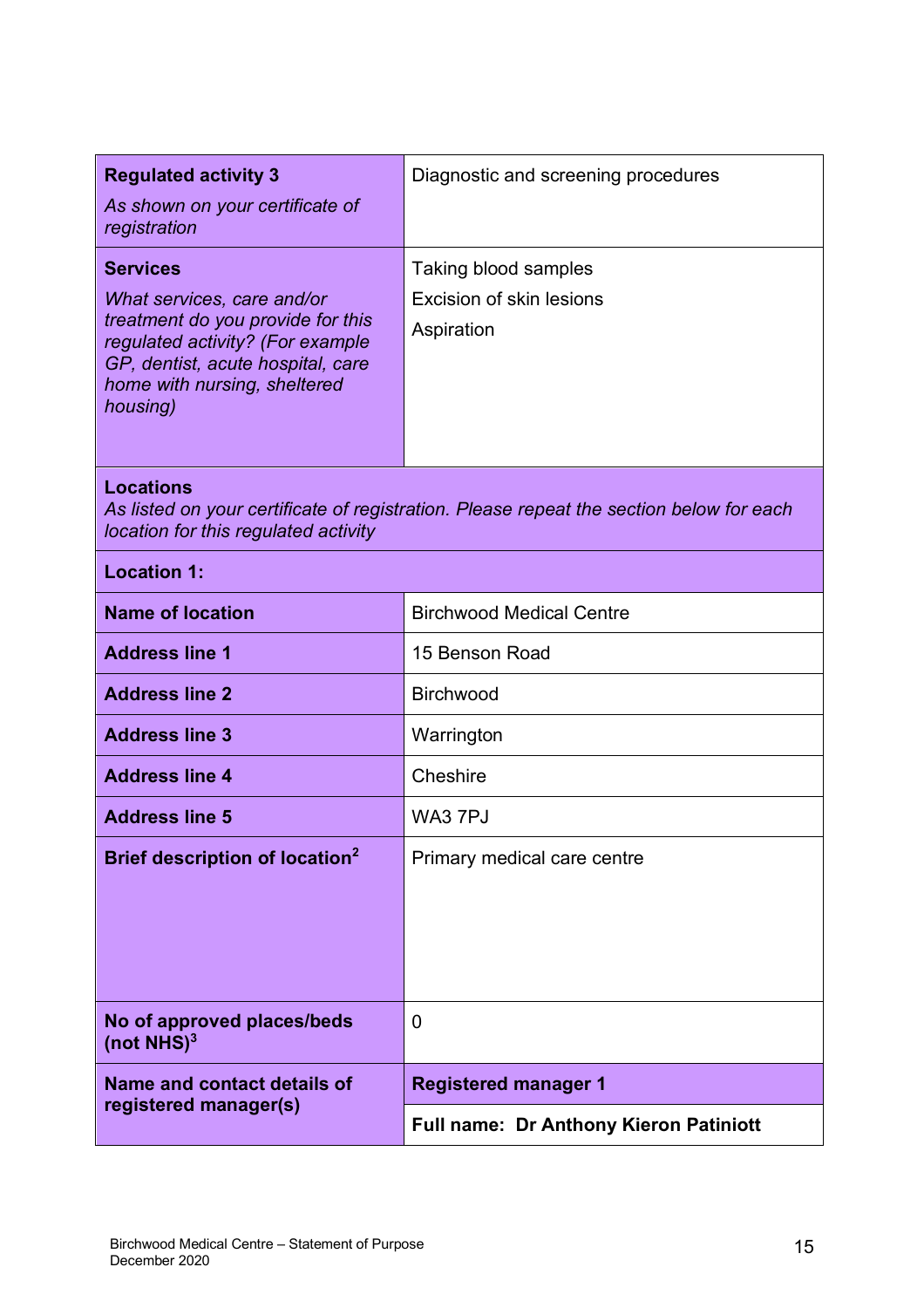| **Regulated activity 3**<br>*As shown on your certificate of registration* | Diagnostic and screening procedures |
|---|---|
| **Services**<br>*What services, care and/or treatment do you provide for this regulated activity? (For example GP, dentist, acute hospital, care home with nursing, sheltered housing)* | Taking blood samples<br>Excision of skin lesions<br>Aspiration |
| **Locations**<br>*As listed on your certificate of registration. Please repeat the section below for each location for this regulated activity* | |
| **Location 1:** | |
| **Name of location** | Birchwood Medical Centre |
| **Address line 1** | 15 Benson Road |
| **Address line 2** | Birchwood |
| **Address line 3** | Warrington |
| **Address line 4** | Cheshire |
| **Address line 5** | WA3 7PJ |
| **Brief description of location**[2] | Primary medical care centre |
| **No of approved places/beds (not NHS)**[3] | 0 |
| **Name and contact details of registered manager(s)** | **Registered manager 1** |
| | **Full name: Dr Anthony Kieron Patiniott** |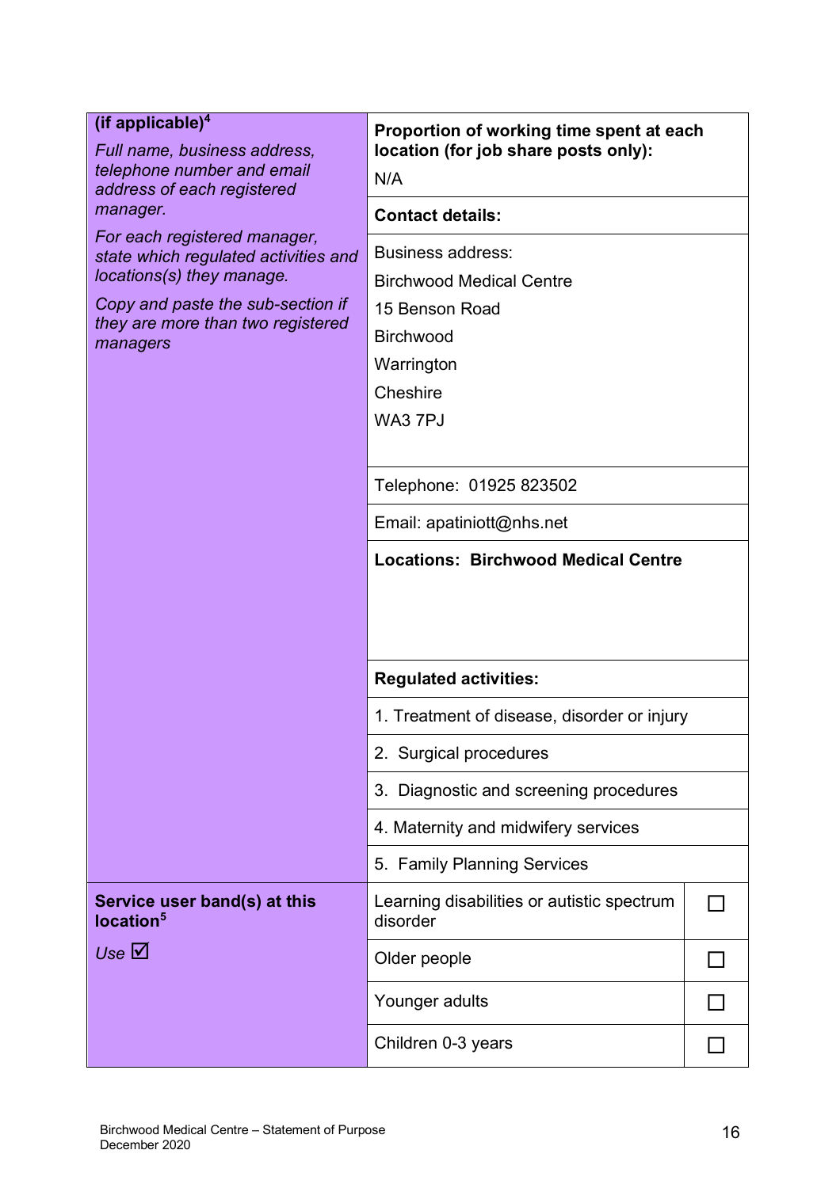| | | |
|---|---|---|
| **(if applicable)**[4] *Full name, business address, telephone number and email address of each registered manager.* *For each registered manager, state which regulated activities and locations(s) they manage.* *Copy and paste the sub-section if they are more than two registered managers* | **Proportion of working time spent at each location (for job share posts only):** N/A | |
| | **Contact details:** | |
| | Business address: Birchwood Medical Centre 15 Benson Road Birchwood Warrington Cheshire WA3 7PJ | |
| | Telephone: 01925 823502 | |
| | Email: apatiniott@nhs.net | |
| | **Locations: Birchwood Medical Centre** | |
| | **Regulated activities:** | |
| | 1. Treatment of disease, disorder or injury | |
| | 2. Surgical procedures | |
| | 3. Diagnostic and screening procedures | |
| | 4. Maternity and midwifery services | |
| | 5. Family Planning Services | |
| **Service user band(s) at this location**[5] *Use* ☑ | Learning disabilities or autistic spectrum disorder | ☐ |
| | Older people | ☐ |
| | Younger adults | ☐ |
| | Children 0-3 years | ☐ |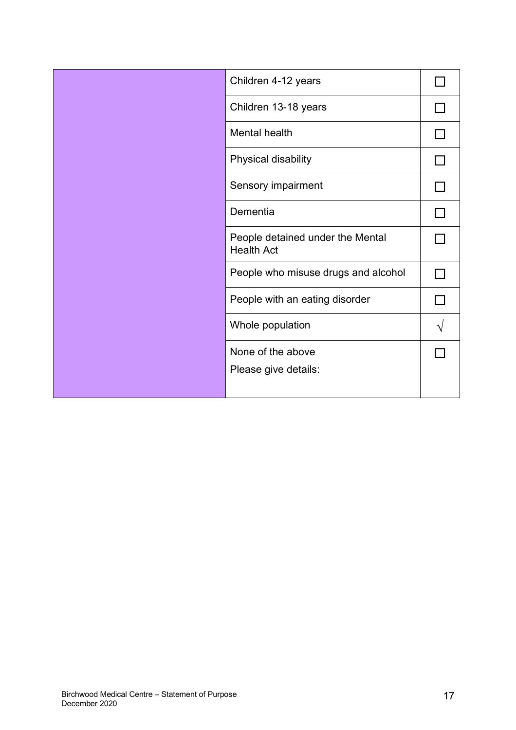| | | |
|---|---|---|
| | Children 4-12 years | ☐ |
| | Children 13-18 years | ☐ |
| | Mental health | ☐ |
| | Physical disability | ☐ |
| | Sensory impairment | ☐ |
| | Dementia | ☐ |
| | People detained under the Mental Health Act | ☐ |
| | People who misuse drugs and alcohol | ☐ |
| | People with an eating disorder | ☐ |
| | Whole population | √ |
| | None of the above<br>Please give details: | ☐ |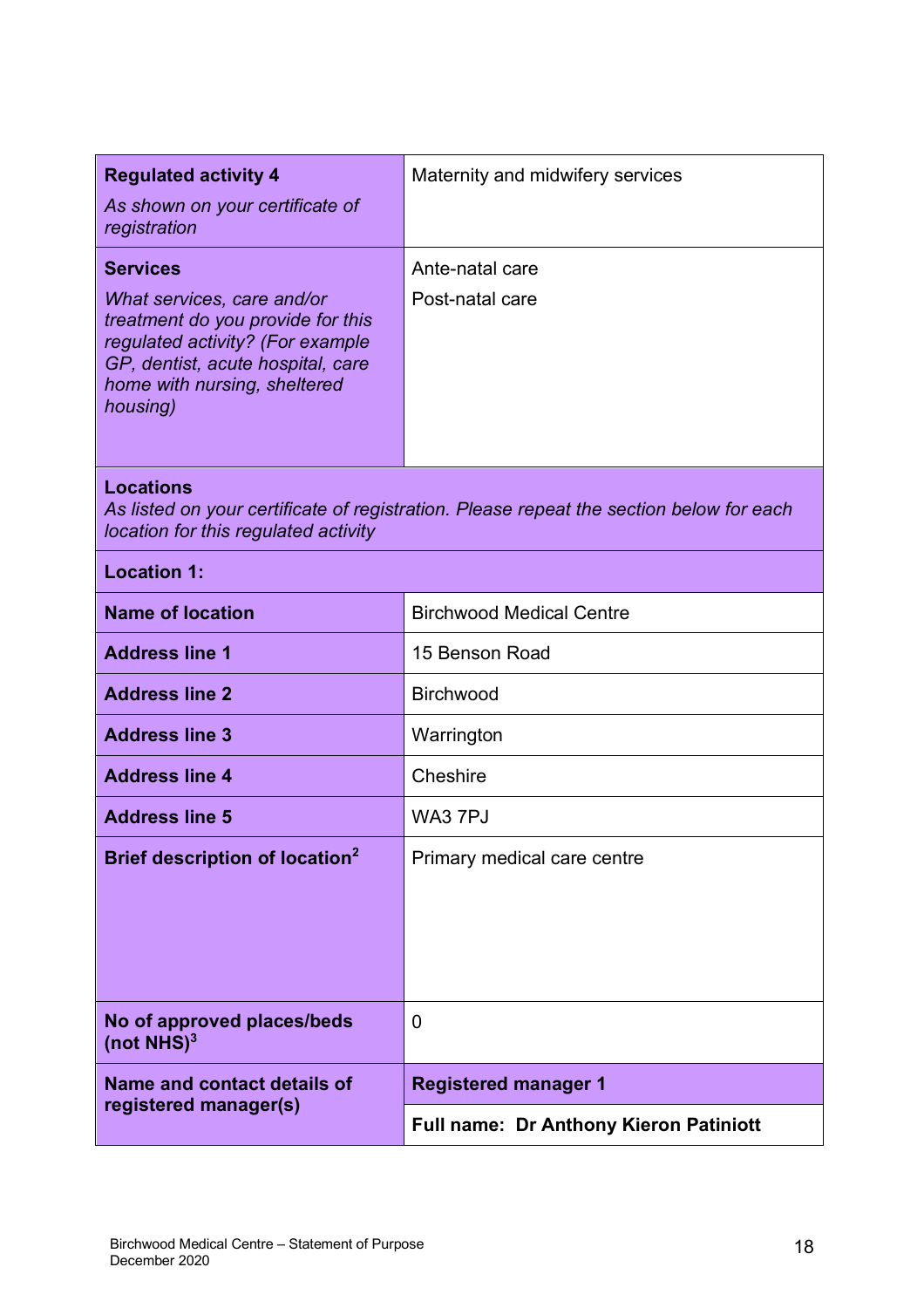| | |
|---|---|
| **Regulated activity 4**<br>*As shown on your certificate of registration* | Maternity and midwifery services |
| **Services**<br>*What services, care and/or treatment do you provide for this regulated activity? (For example GP, dentist, acute hospital, care home with nursing, sheltered housing)* | Ante-natal care<br>Post-natal care |
| **Locations**<br>*As listed on your certificate of registration. Please repeat the section below for each location for this regulated activity* | |
| **Location 1:** | |
| **Name of location** | Birchwood Medical Centre |
| **Address line 1** | 15 Benson Road |
| **Address line 2** | Birchwood |
| **Address line 3** | Warrington |
| **Address line 4** | Cheshire |
| **Address line 5** | WA3 7PJ |
| **Brief description of location**[2] | Primary medical care centre |
| **No of approved places/beds (not NHS)**[3] | 0 |
| **Name and contact details of registered manager(s)** | **Registered manager 1** |
| | **Full name: Dr Anthony Kieron Patiniott** |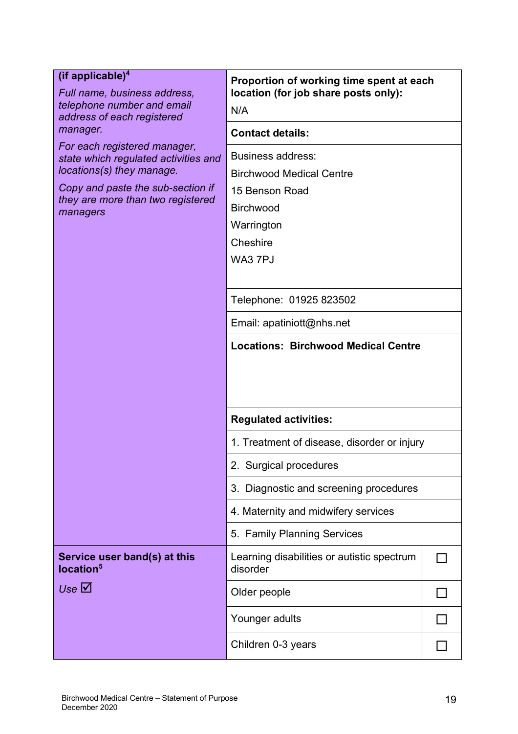| | | |
|---|---|---|
| **(if applicable)**[4] *Full name, business address, telephone number and email address of each registered manager.* *For each registered manager, state which regulated activities and locations(s) they manage.* *Copy and paste the sub-section if they are more than two registered managers* | **Proportion of working time spent at each location (for job share posts only):** N/A | |
| | **Contact details:** | |
| | Business address: Birchwood Medical Centre 15 Benson Road Birchwood Warrington Cheshire WA3 7PJ | |
| | Telephone: 01925 823502 | |
| | Email: apatiniott@nhs.net | |
| | **Locations: Birchwood Medical Centre** | |
| | **Regulated activities:** | |
| | 1. Treatment of disease, disorder or injury | |
| | 2. Surgical procedures | |
| | 3. Diagnostic and screening procedures | |
| | 4. Maternity and midwifery services | |
| | 5. Family Planning Services | |
| **Service user band(s) at this location**[5] *Use* ☑ | Learning disabilities or autistic spectrum disorder | ☐ |
| | Older people | ☐ |
| | Younger adults | ☐ |
| | Children 0-3 years | ☐ |

Birchwood Medical Centre – Statement of Purpose
December 2020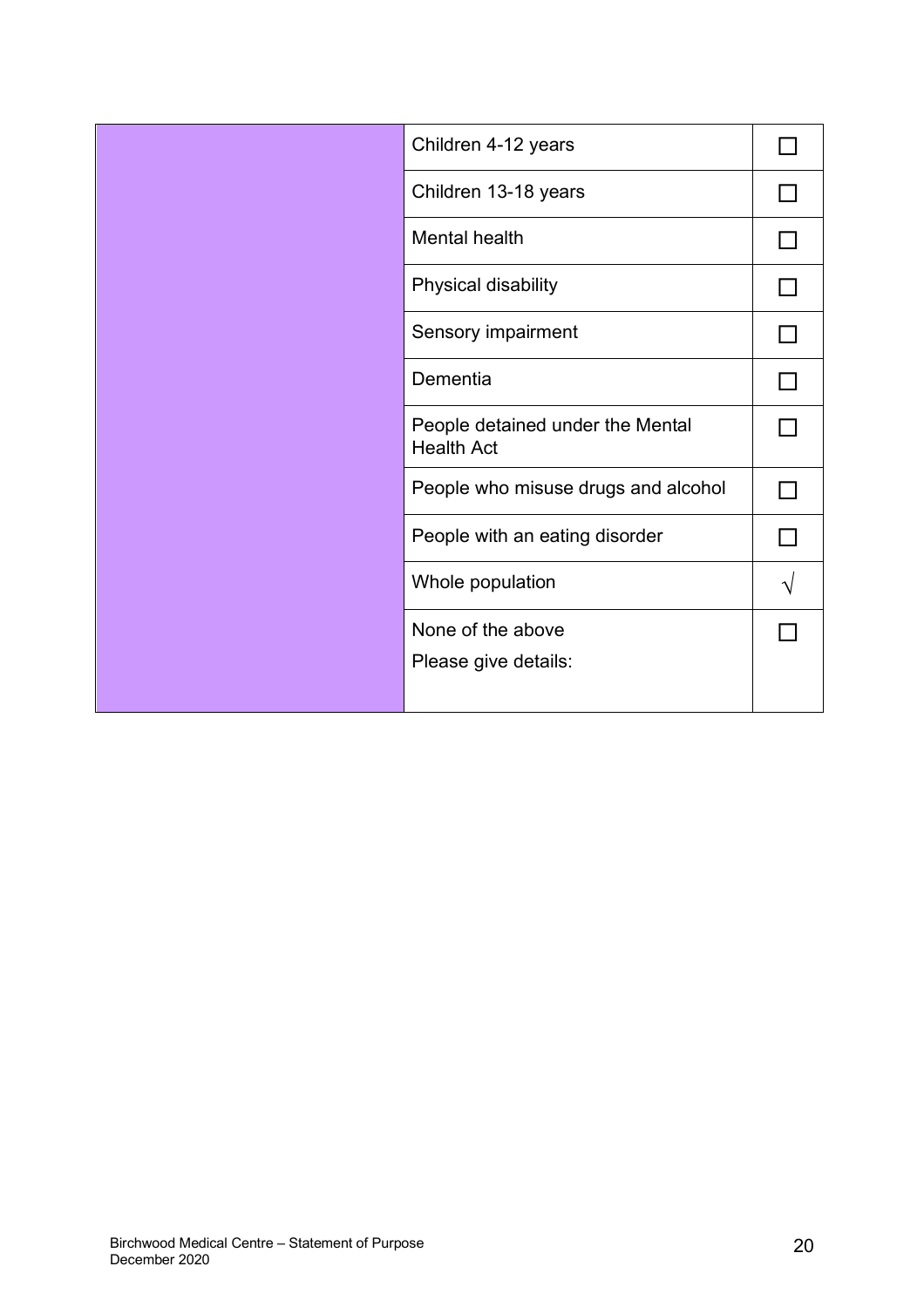| | | |
|---|---|---|
| | Children 4-12 years | ☐ |
| | Children 13-18 years | ☐ |
| | Mental health | ☐ |
| | Physical disability | ☐ |
| | Sensory impairment | ☐ |
| | Dementia | ☐ |
| | People detained under the Mental Health Act | ☐ |
| | People who misuse drugs and alcohol | ☐ |
| | People with an eating disorder | ☐ |
| | Whole population | √ |
| | None of the above<br>Please give details: | ☐ |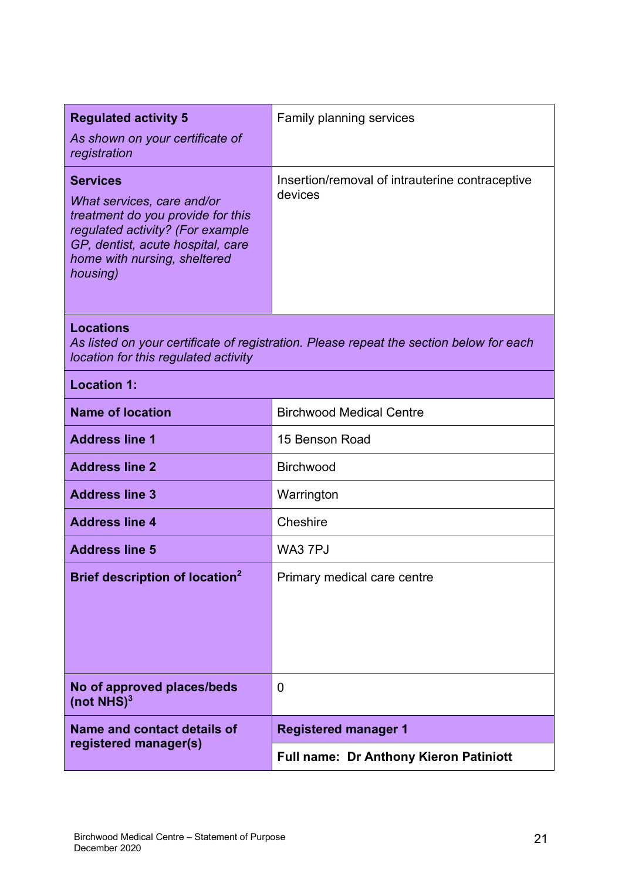| | |
|---|---|
| **Regulated activity 5**<br>*As shown on your certificate of registration* | Family planning services |
| **Services**<br>*What services, care and/or treatment do you provide for this regulated activity? (For example GP, dentist, acute hospital, care home with nursing, sheltered housing)* | Insertion/removal of intrauterine contraceptive devices |
| **Locations**<br>*As listed on your certificate of registration. Please repeat the section below for each location for this regulated activity* | |
| **Location 1:** | |
| **Name of location** | Birchwood Medical Centre |
| **Address line 1** | 15 Benson Road |
| **Address line 2** | Birchwood |
| **Address line 3** | Warrington |
| **Address line 4** | Cheshire |
| **Address line 5** | WA3 7PJ |
| **Brief description of location**[2] | Primary medical care centre |
| **No of approved places/beds (not NHS)**[3] | 0 |
| **Name and contact details of registered manager(s)** | **Registered manager 1** |
| | **Full name: Dr Anthony Kieron Patiniott** |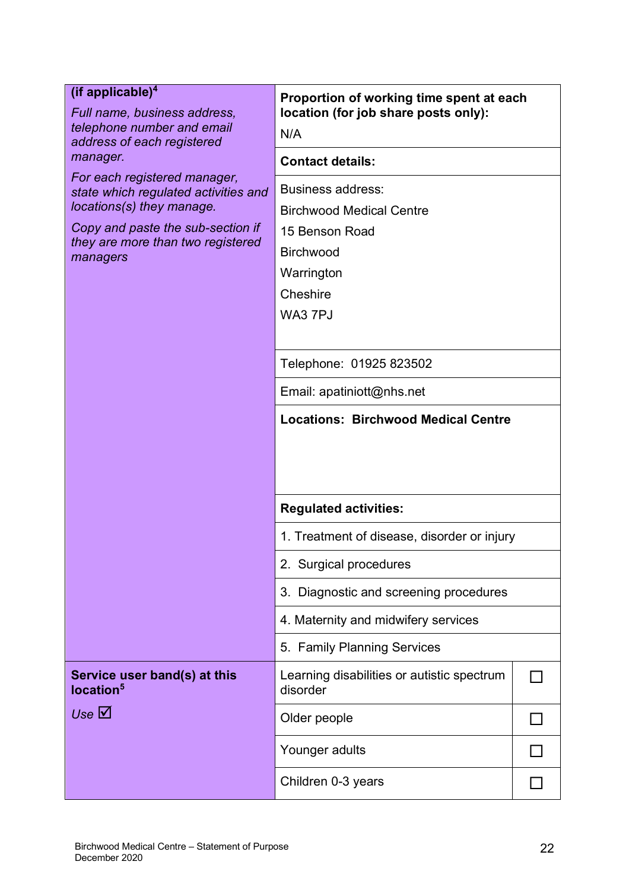| (if applicable)[4] *Full name, business address, telephone number and email address of each registered manager.* *For each registered manager, state which regulated activities and locations(s) they manage.* *Copy and paste the sub-section if they are more than two registered managers* | **Proportion of working time spent at each location (for job share posts only):** N/A | |
|---|---|---|
| | **Contact details:** | |
| | Business address: Birchwood Medical Centre 15 Benson Road Birchwood Warrington Cheshire WA3 7PJ | |
| | Telephone: 01925 823502 | |
| | Email: apatiniott@nhs.net | |
| | **Locations: Birchwood Medical Centre** | |
| | **Regulated activities:** | |
| | 1. Treatment of disease, disorder or injury | |
| | 2. Surgical procedures | |
| | 3. Diagnostic and screening procedures | |
| | 4. Maternity and midwifery services | |
| | 5. Family Planning Services | |
| **Service user band(s) at this location**[5] *Use* ☑ | Learning disabilities or autistic spectrum disorder | ☐ |
| | Older people | ☐ |
| | Younger adults | ☐ |
| | Children 0-3 years | ☐ |

Birchwood Medical Centre – Statement of Purpose
December 2020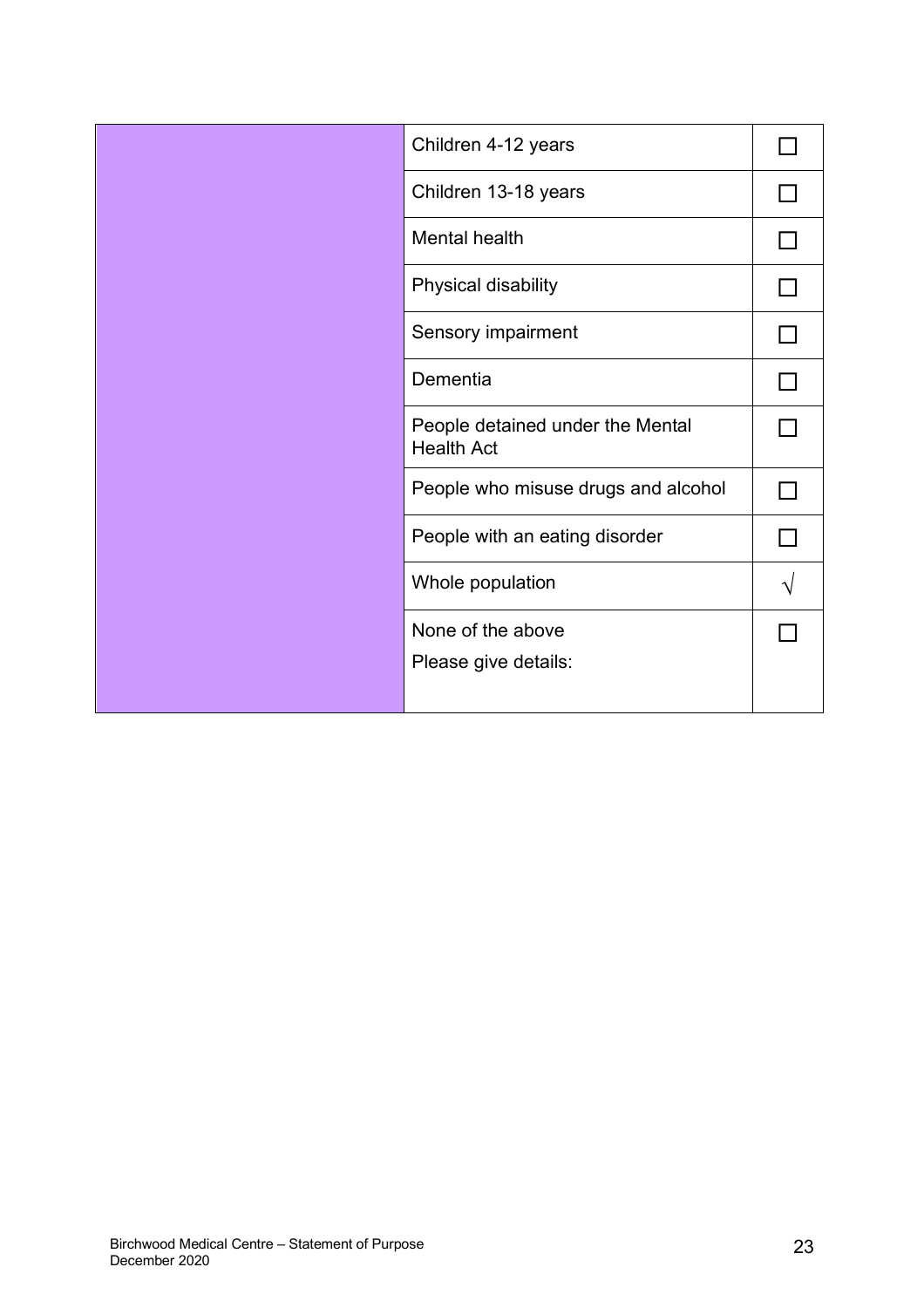| | | |
|---|---|---|
| | Children 4-12 years | ☐ |
| | Children 13-18 years | ☐ |
| | Mental health | ☐ |
| | Physical disability | ☐ |
| | Sensory impairment | ☐ |
| | Dementia | ☐ |
| | People detained under the Mental Health Act | ☐ |
| | People who misuse drugs and alcohol | ☐ |
| | People with an eating disorder | ☐ |
| | Whole population | √ |
| | None of the above<br>Please give details: | ☐ |